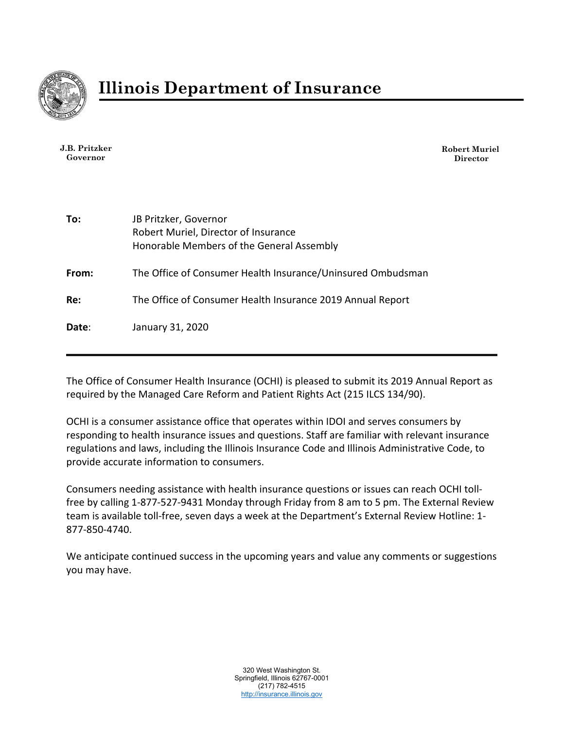# Illinois Department of Insurance

**J.B. Pritzker**
**Governor**

**Robert Muriel**
**Director**

| | |
|---|---|
| **To:** | JB Pritzker, Governor<br>Robert Muriel, Director of Insurance<br>Honorable Members of the General Assembly |
| **From:** | The Office of Consumer Health Insurance/Uninsured Ombudsman |
| **Re:** | The Office of Consumer Health Insurance 2019 Annual Report |
| **Date**: | January 31, 2020 |

---

The Office of Consumer Health Insurance (OCHI) is pleased to submit its 2019 Annual Report as required by the Managed Care Reform and Patient Rights Act (215 ILCS 134/90).

OCHI is a consumer assistance office that operates within IDOI and serves consumers by responding to health insurance issues and questions. Staff are familiar with relevant insurance regulations and laws, including the Illinois Insurance Code and Illinois Administrative Code, to provide accurate information to consumers.

Consumers needing assistance with health insurance questions or issues can reach OCHI toll-free by calling 1-877-527-9431 Monday through Friday from 8 am to 5 pm. The External Review team is available toll-free, seven days a week at the Department's External Review Hotline: 1-877-850-4740.

We anticipate continued success in the upcoming years and value any comments or suggestions you may have.

320 West Washington St.
Springfield, Illinois 62767-0001
(217) 782-4515
http://insurance.illinois.gov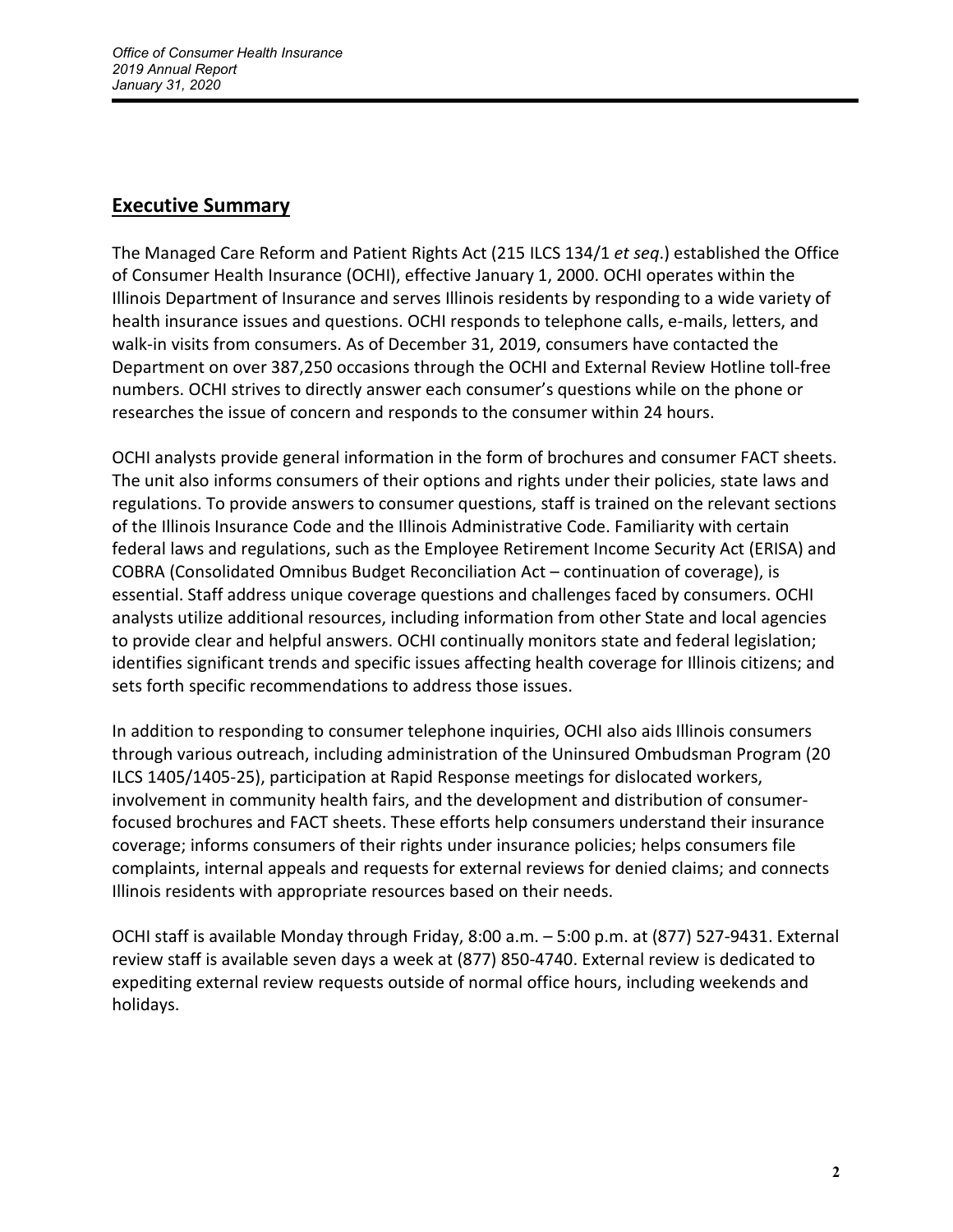## Executive Summary

The Managed Care Reform and Patient Rights Act (215 ILCS 134/1 *et seq*.) established the Office of Consumer Health Insurance (OCHI), effective January 1, 2000. OCHI operates within the Illinois Department of Insurance and serves Illinois residents by responding to a wide variety of health insurance issues and questions. OCHI responds to telephone calls, e-mails, letters, and walk-in visits from consumers. As of December 31, 2019, consumers have contacted the Department on over 387,250 occasions through the OCHI and External Review Hotline toll-free numbers. OCHI strives to directly answer each consumer's questions while on the phone or researches the issue of concern and responds to the consumer within 24 hours.

OCHI analysts provide general information in the form of brochures and consumer FACT sheets. The unit also informs consumers of their options and rights under their policies, state laws and regulations. To provide answers to consumer questions, staff is trained on the relevant sections of the Illinois Insurance Code and the Illinois Administrative Code. Familiarity with certain federal laws and regulations, such as the Employee Retirement Income Security Act (ERISA) and COBRA (Consolidated Omnibus Budget Reconciliation Act – continuation of coverage), is essential. Staff address unique coverage questions and challenges faced by consumers. OCHI analysts utilize additional resources, including information from other State and local agencies to provide clear and helpful answers. OCHI continually monitors state and federal legislation; identifies significant trends and specific issues affecting health coverage for Illinois citizens; and sets forth specific recommendations to address those issues.

In addition to responding to consumer telephone inquiries, OCHI also aids Illinois consumers through various outreach, including administration of the Uninsured Ombudsman Program (20 ILCS 1405/1405-25), participation at Rapid Response meetings for dislocated workers, involvement in community health fairs, and the development and distribution of consumer-focused brochures and FACT sheets. These efforts help consumers understand their insurance coverage; informs consumers of their rights under insurance policies; helps consumers file complaints, internal appeals and requests for external reviews for denied claims; and connects Illinois residents with appropriate resources based on their needs.

OCHI staff is available Monday through Friday, 8:00 a.m. – 5:00 p.m. at (877) 527-9431. External review staff is available seven days a week at (877) 850-4740. External review is dedicated to expediting external review requests outside of normal office hours, including weekends and holidays.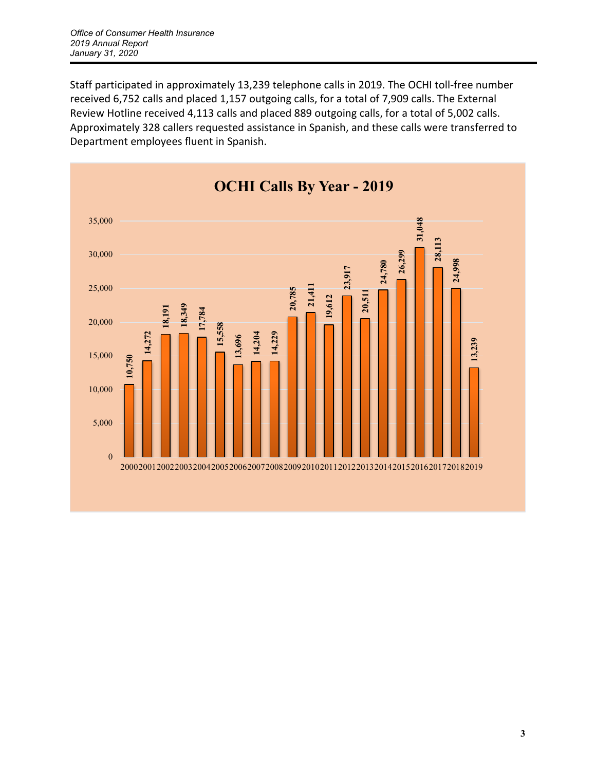Staff participated in approximately 13,239 telephone calls in 2019. The OCHI toll-free number received 6,752 calls and placed 1,157 outgoing calls, for a total of 7,909 calls. The External Review Hotline received 4,113 calls and placed 889 outgoing calls, for a total of 5,002 calls. Approximately 328 callers requested assistance in Spanish, and these calls were transferred to Department employees fluent in Spanish.

**OCHI Calls By Year - 2019**

| Year | Calls |
| --- | --- |
| 2000 | 10,750 |
| 2001 | 14,272 |
| 2002 | 18,191 |
| 2003 | 18,349 |
| 2004 | 17,784 |
| 2005 | 15,558 |
| 2006 | 13,696 |
| 2007 | 14,204 |
| 2008 | 14,229 |
| 2009 | 20,785 |
| 2010 | 21,411 |
| 2011 | 19,612 |
| 2012 | 23,917 |
| 2013 | 20,511 |
| 2014 | 24,780 |
| 2015 | 26,299 |
| 2016 | 31,048 |
| 2017 | 28,113 |
| 2018 | 24,998 |
| 2019 | 13,239 |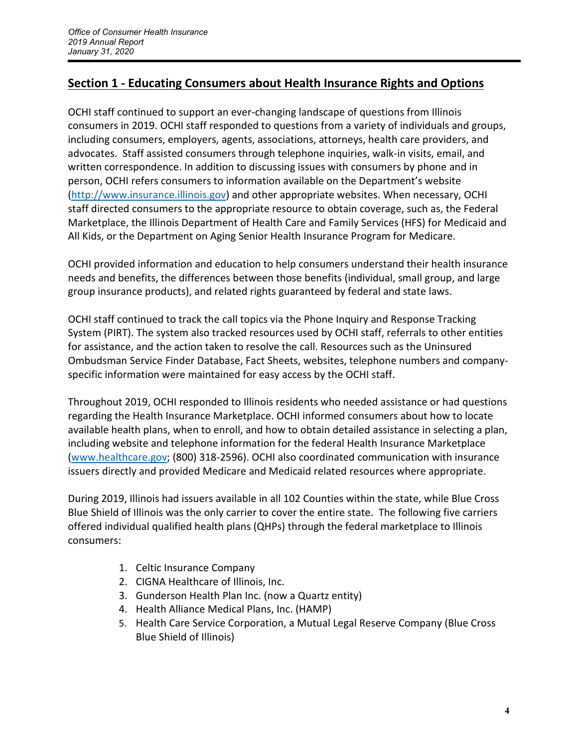## Section 1 - Educating Consumers about Health Insurance Rights and Options

OCHI staff continued to support an ever-changing landscape of questions from Illinois consumers in 2019. OCHI staff responded to questions from a variety of individuals and groups, including consumers, employers, agents, associations, attorneys, health care providers, and advocates. Staff assisted consumers through telephone inquiries, walk-in visits, email, and written correspondence. In addition to discussing issues with consumers by phone and in person, OCHI refers consumers to information available on the Department's website (http://www.insurance.illinois.gov) and other appropriate websites. When necessary, OCHI staff directed consumers to the appropriate resource to obtain coverage, such as, the Federal Marketplace, the Illinois Department of Health Care and Family Services (HFS) for Medicaid and All Kids, or the Department on Aging Senior Health Insurance Program for Medicare.

OCHI provided information and education to help consumers understand their health insurance needs and benefits, the differences between those benefits (individual, small group, and large group insurance products), and related rights guaranteed by federal and state laws.

OCHI staff continued to track the call topics via the Phone Inquiry and Response Tracking System (PIRT). The system also tracked resources used by OCHI staff, referrals to other entities for assistance, and the action taken to resolve the call. Resources such as the Uninsured Ombudsman Service Finder Database, Fact Sheets, websites, telephone numbers and company-specific information were maintained for easy access by the OCHI staff.

Throughout 2019, OCHI responded to Illinois residents who needed assistance or had questions regarding the Health Insurance Marketplace. OCHI informed consumers about how to locate available health plans, when to enroll, and how to obtain detailed assistance in selecting a plan, including website and telephone information for the federal Health Insurance Marketplace (www.healthcare.gov; (800) 318-2596). OCHI also coordinated communication with insurance issuers directly and provided Medicare and Medicaid related resources where appropriate.

During 2019, Illinois had issuers available in all 102 Counties within the state, while Blue Cross Blue Shield of Illinois was the only carrier to cover the entire state. The following five carriers offered individual qualified health plans (QHPs) through the federal marketplace to Illinois consumers:

1. Celtic Insurance Company
2. CIGNA Healthcare of Illinois, Inc.
3. Gunderson Health Plan Inc. (now a Quartz entity)
4. Health Alliance Medical Plans, Inc. (HAMP)
5. Health Care Service Corporation, a Mutual Legal Reserve Company (Blue Cross Blue Shield of Illinois)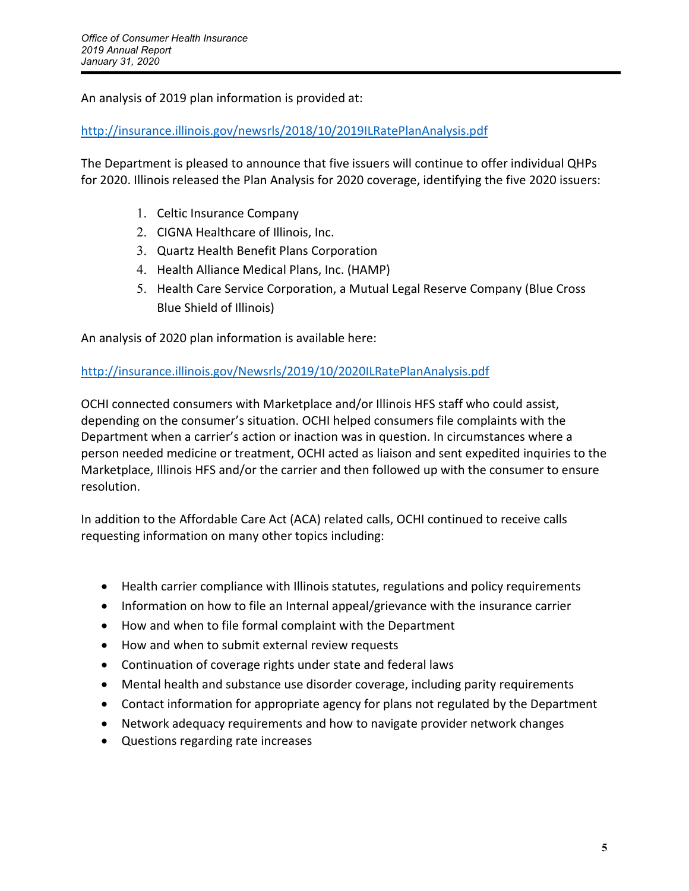An analysis of 2019 plan information is provided at:

http://insurance.illinois.gov/newsrls/2018/10/2019ILRatePlanAnalysis.pdf

The Department is pleased to announce that five issuers will continue to offer individual QHPs for 2020. Illinois released the Plan Analysis for 2020 coverage, identifying the five 2020 issuers:

1. Celtic Insurance Company
2. CIGNA Healthcare of Illinois, Inc.
3. Quartz Health Benefit Plans Corporation
4. Health Alliance Medical Plans, Inc. (HAMP)
5. Health Care Service Corporation, a Mutual Legal Reserve Company (Blue Cross Blue Shield of Illinois)

An analysis of 2020 plan information is available here:

http://insurance.illinois.gov/Newsrls/2019/10/2020ILRatePlanAnalysis.pdf

OCHI connected consumers with Marketplace and/or Illinois HFS staff who could assist, depending on the consumer's situation. OCHI helped consumers file complaints with the Department when a carrier's action or inaction was in question. In circumstances where a person needed medicine or treatment, OCHI acted as liaison and sent expedited inquiries to the Marketplace, Illinois HFS and/or the carrier and then followed up with the consumer to ensure resolution.

In addition to the Affordable Care Act (ACA) related calls, OCHI continued to receive calls requesting information on many other topics including:

- Health carrier compliance with Illinois statutes, regulations and policy requirements
- Information on how to file an Internal appeal/grievance with the insurance carrier
- How and when to file formal complaint with the Department
- How and when to submit external review requests
- Continuation of coverage rights under state and federal laws
- Mental health and substance use disorder coverage, including parity requirements
- Contact information for appropriate agency for plans not regulated by the Department
- Network adequacy requirements and how to navigate provider network changes
- Questions regarding rate increases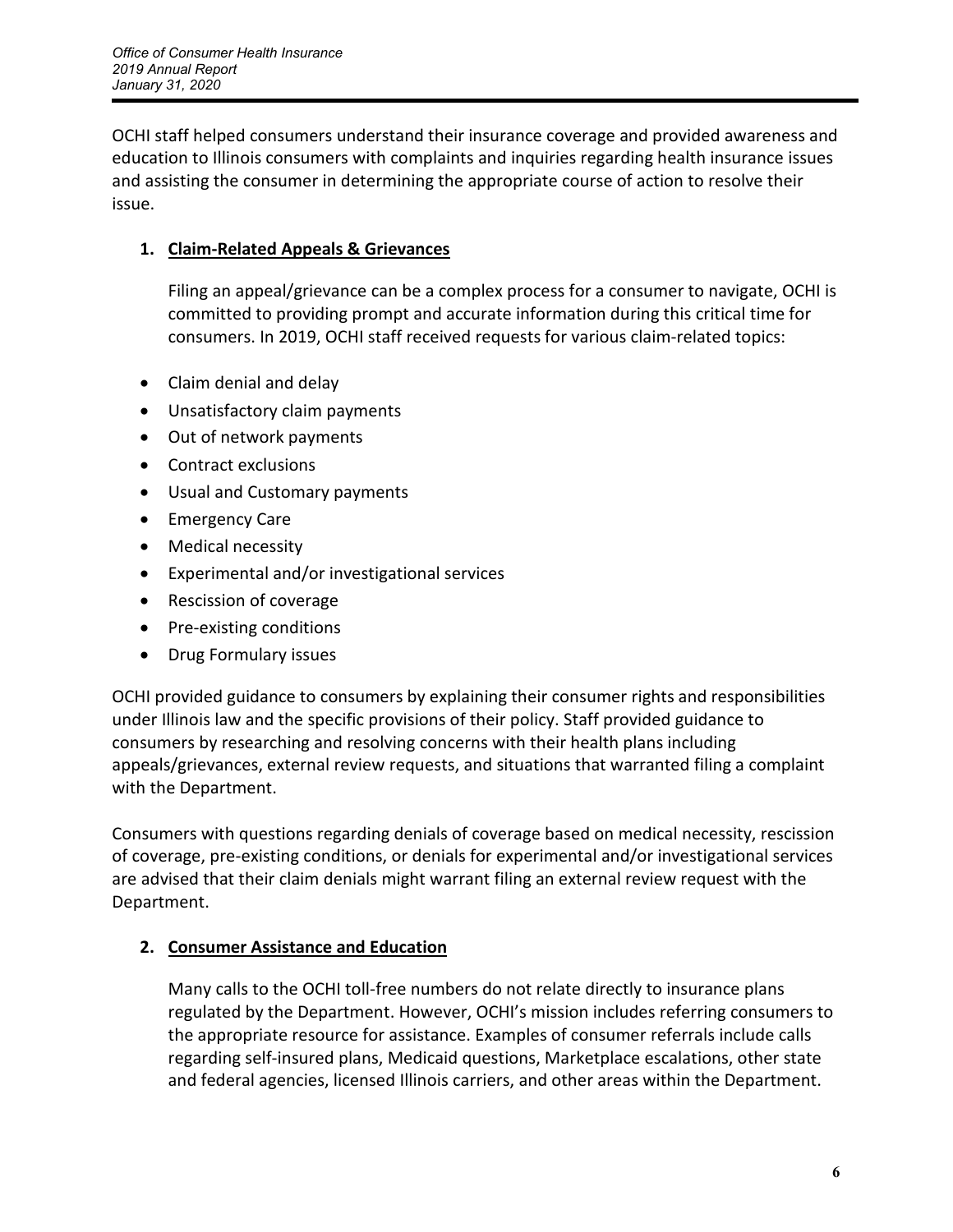OCHI staff helped consumers understand their insurance coverage and provided awareness and education to Illinois consumers with complaints and inquiries regarding health insurance issues and assisting the consumer in determining the appropriate course of action to resolve their issue.

1. **Claim-Related Appeals & Grievances**

   Filing an appeal/grievance can be a complex process for a consumer to navigate, OCHI is committed to providing prompt and accurate information during this critical time for consumers. In 2019, OCHI staff received requests for various claim-related topics:

- Claim denial and delay
- Unsatisfactory claim payments
- Out of network payments
- Contract exclusions
- Usual and Customary payments
- Emergency Care
- Medical necessity
- Experimental and/or investigational services
- Rescission of coverage
- Pre-existing conditions
- Drug Formulary issues

OCHI provided guidance to consumers by explaining their consumer rights and responsibilities under Illinois law and the specific provisions of their policy. Staff provided guidance to consumers by researching and resolving concerns with their health plans including appeals/grievances, external review requests, and situations that warranted filing a complaint with the Department.

Consumers with questions regarding denials of coverage based on medical necessity, rescission of coverage, pre-existing conditions, or denials for experimental and/or investigational services are advised that their claim denials might warrant filing an external review request with the Department.

2. **Consumer Assistance and Education**

   Many calls to the OCHI toll-free numbers do not relate directly to insurance plans regulated by the Department. However, OCHI's mission includes referring consumers to the appropriate resource for assistance. Examples of consumer referrals include calls regarding self-insured plans, Medicaid questions, Marketplace escalations, other state and federal agencies, licensed Illinois carriers, and other areas within the Department.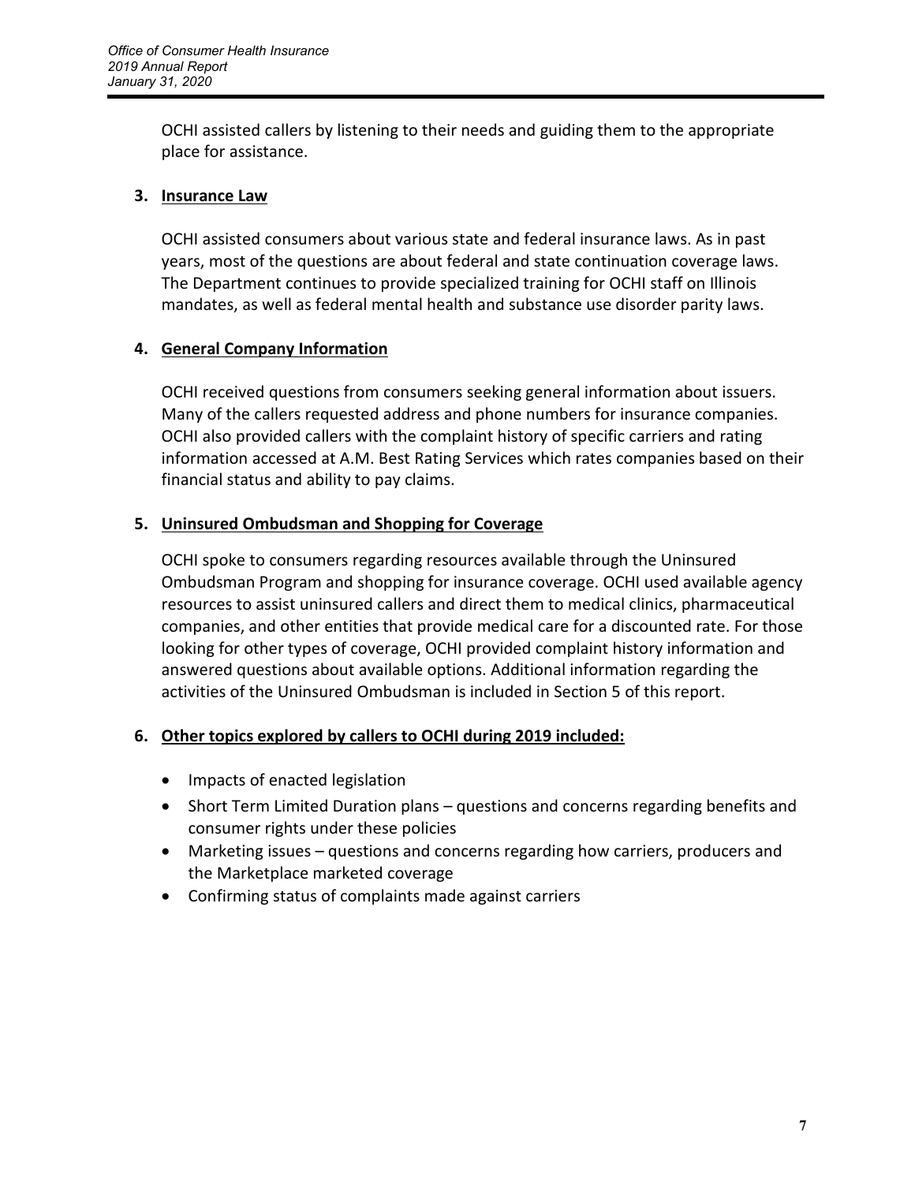OCHI assisted callers by listening to their needs and guiding them to the appropriate place for assistance.

**3. Insurance Law**

OCHI assisted consumers about various state and federal insurance laws. As in past years, most of the questions are about federal and state continuation coverage laws. The Department continues to provide specialized training for OCHI staff on Illinois mandates, as well as federal mental health and substance use disorder parity laws.

**4. General Company Information**

OCHI received questions from consumers seeking general information about issuers. Many of the callers requested address and phone numbers for insurance companies. OCHI also provided callers with the complaint history of specific carriers and rating information accessed at A.M. Best Rating Services which rates companies based on their financial status and ability to pay claims.

**5. Uninsured Ombudsman and Shopping for Coverage**

OCHI spoke to consumers regarding resources available through the Uninsured Ombudsman Program and shopping for insurance coverage. OCHI used available agency resources to assist uninsured callers and direct them to medical clinics, pharmaceutical companies, and other entities that provide medical care for a discounted rate. For those looking for other types of coverage, OCHI provided complaint history information and answered questions about available options. Additional information regarding the activities of the Uninsured Ombudsman is included in Section 5 of this report.

**6. Other topics explored by callers to OCHI during 2019 included:**

- Impacts of enacted legislation
- Short Term Limited Duration plans – questions and concerns regarding benefits and consumer rights under these policies
- Marketing issues – questions and concerns regarding how carriers, producers and the Marketplace marketed coverage
- Confirming status of complaints made against carriers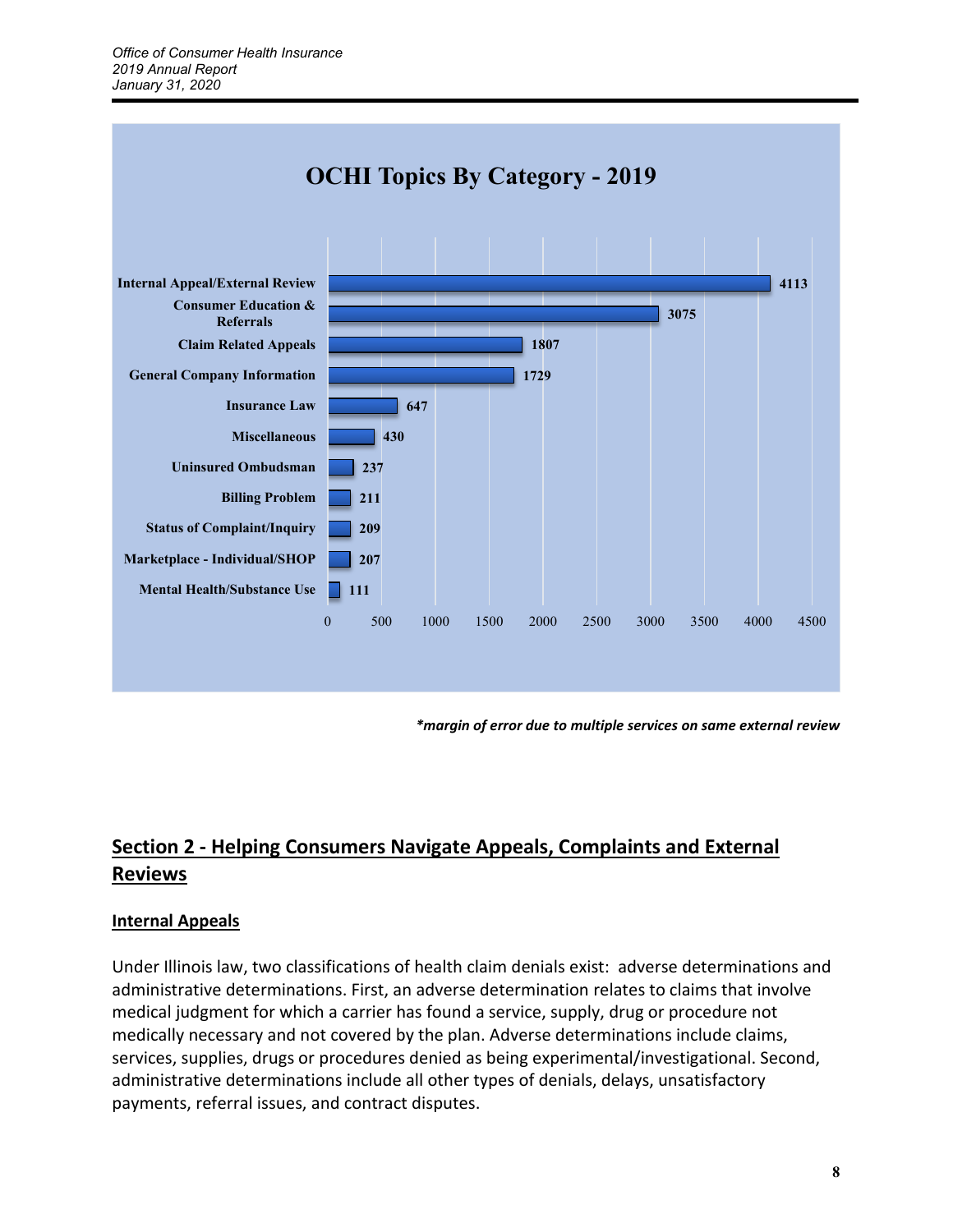## OCHI Topics By Category - 2019

| Category | Count |
|---|---|
| Internal Appeal/External Review | 4113 |
| Consumer Education & Referrals | 3075 |
| Claim Related Appeals | 1807 |
| General Company Information | 1729 |
| Insurance Law | 647 |
| Miscellaneous | 430 |
| Uninsured Ombudsman | 237 |
| Billing Problem | 211 |
| Status of Complaint/Inquiry | 209 |
| Marketplace - Individual/SHOP | 207 |
| Mental Health/Substance Use | 111 |

***margin of error due to multiple services on same external review***

## Section 2 - Helping Consumers Navigate Appeals, Complaints and External Reviews

### Internal Appeals

Under Illinois law, two classifications of health claim denials exist: adverse determinations and administrative determinations. First, an adverse determination relates to claims that involve medical judgment for which a carrier has found a service, supply, drug or procedure not medically necessary and not covered by the plan. Adverse determinations include claims, services, supplies, drugs or procedures denied as being experimental/investigational. Second, administrative determinations include all other types of denials, delays, unsatisfactory payments, referral issues, and contract disputes.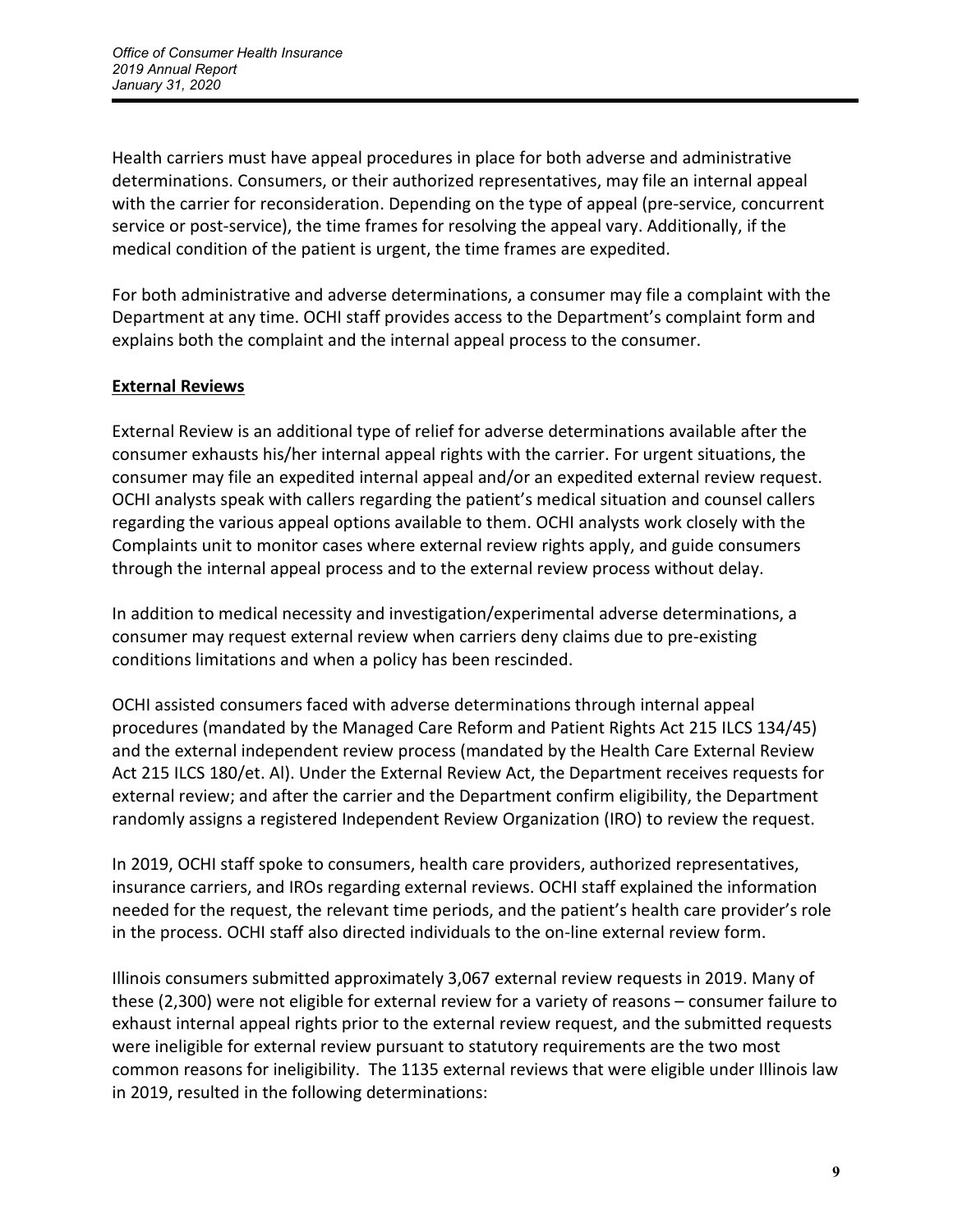Health carriers must have appeal procedures in place for both adverse and administrative determinations. Consumers, or their authorized representatives, may file an internal appeal with the carrier for reconsideration. Depending on the type of appeal (pre-service, concurrent service or post-service), the time frames for resolving the appeal vary. Additionally, if the medical condition of the patient is urgent, the time frames are expedited.

For both administrative and adverse determinations, a consumer may file a complaint with the Department at any time. OCHI staff provides access to the Department's complaint form and explains both the complaint and the internal appeal process to the consumer.

## External Reviews

External Review is an additional type of relief for adverse determinations available after the consumer exhausts his/her internal appeal rights with the carrier. For urgent situations, the consumer may file an expedited internal appeal and/or an expedited external review request. OCHI analysts speak with callers regarding the patient's medical situation and counsel callers regarding the various appeal options available to them. OCHI analysts work closely with the Complaints unit to monitor cases where external review rights apply, and guide consumers through the internal appeal process and to the external review process without delay.

In addition to medical necessity and investigation/experimental adverse determinations, a consumer may request external review when carriers deny claims due to pre-existing conditions limitations and when a policy has been rescinded.

OCHI assisted consumers faced with adverse determinations through internal appeal procedures (mandated by the Managed Care Reform and Patient Rights Act 215 ILCS 134/45) and the external independent review process (mandated by the Health Care External Review Act 215 ILCS 180/et. Al). Under the External Review Act, the Department receives requests for external review; and after the carrier and the Department confirm eligibility, the Department randomly assigns a registered Independent Review Organization (IRO) to review the request.

In 2019, OCHI staff spoke to consumers, health care providers, authorized representatives, insurance carriers, and IROs regarding external reviews. OCHI staff explained the information needed for the request, the relevant time periods, and the patient's health care provider's role in the process. OCHI staff also directed individuals to the on-line external review form.

Illinois consumers submitted approximately 3,067 external review requests in 2019. Many of these (2,300) were not eligible for external review for a variety of reasons – consumer failure to exhaust internal appeal rights prior to the external review request, and the submitted requests were ineligible for external review pursuant to statutory requirements are the two most common reasons for ineligibility. The 1135 external reviews that were eligible under Illinois law in 2019, resulted in the following determinations: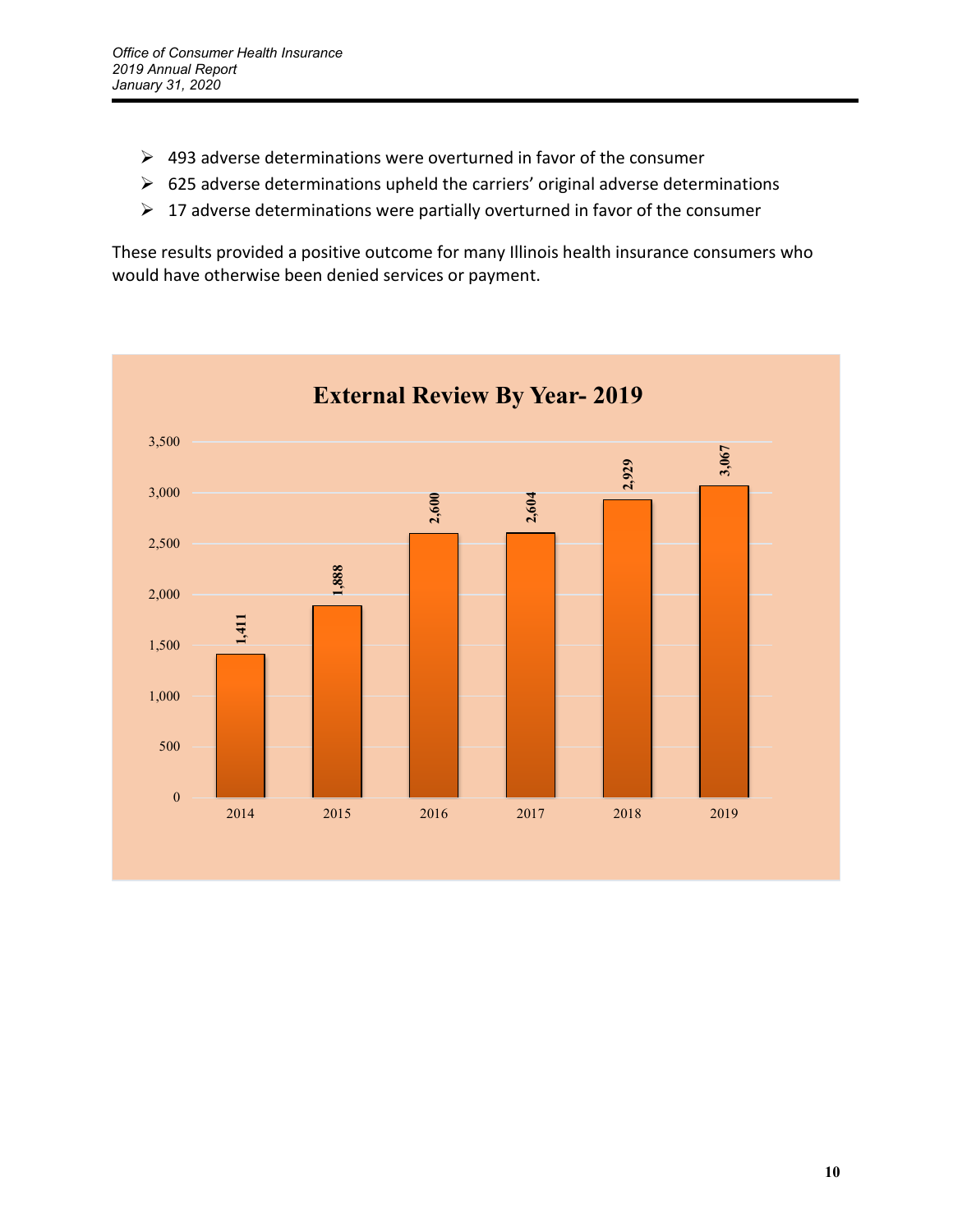- 493 adverse determinations were overturned in favor of the consumer
- 625 adverse determinations upheld the carriers' original adverse determinations
- 17 adverse determinations were partially overturned in favor of the consumer

These results provided a positive outcome for many Illinois health insurance consumers who would have otherwise been denied services or payment.

**External Review By Year- 2019**

| Year | External Reviews |
|---|---|
| 2014 | 1,411 |
| 2015 | 1,888 |
| 2016 | 2,600 |
| 2017 | 2,604 |
| 2018 | 2,929 |
| 2019 | 3,067 |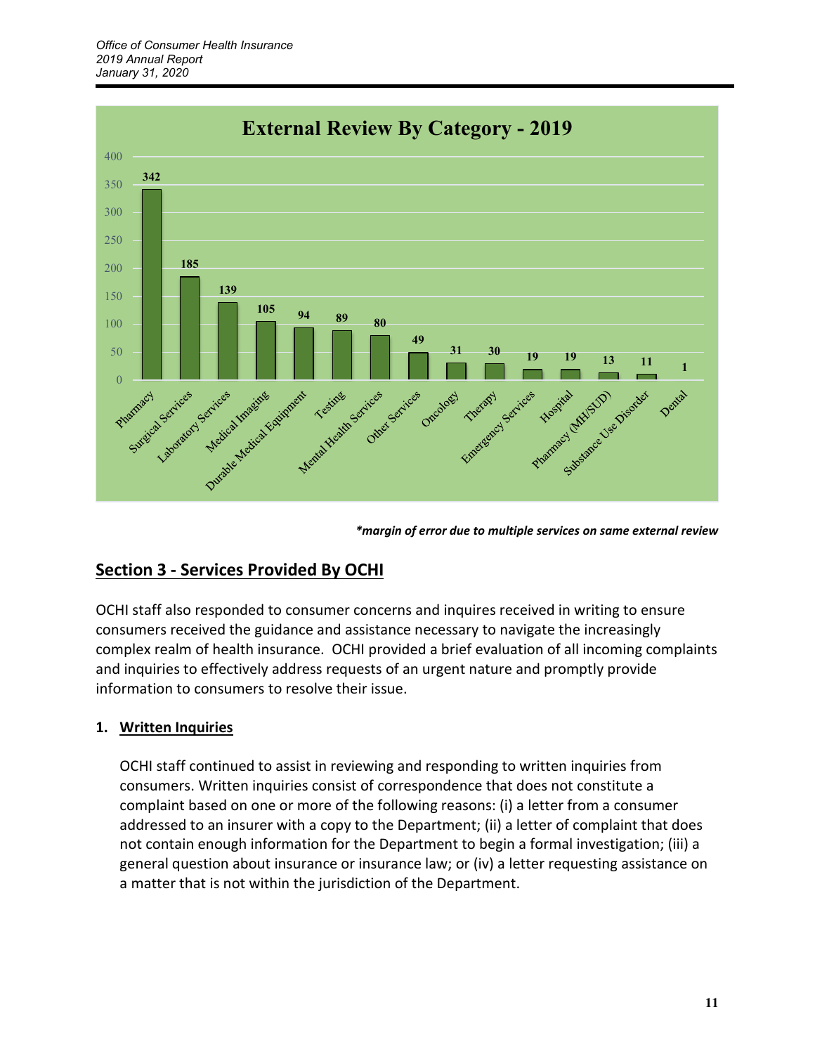**External Review By Category - 2019**

| Category | Count |
|---|---|
| Pharmacy | 342 |
| Surgical Services | 185 |
| Laboratory Services | 139 |
| Medical Imaging | 105 |
| Durable Medical Equipment | 94 |
| Testing | 89 |
| Mental Health Services | 80 |
| Other Services | 49 |
| Oncology | 31 |
| Therapy | 30 |
| Emergency Services | 19 |
| Hospital | 19 |
| Pharmacy (MH/SUD) | 13 |
| Substance Use Disorder | 11 |
| Dental | 1 |

***margin of error due to multiple services on same external review***

## Section 3 - Services Provided By OCHI

OCHI staff also responded to consumer concerns and inquires received in writing to ensure consumers received the guidance and assistance necessary to navigate the increasingly complex realm of health insurance. OCHI provided a brief evaluation of all incoming complaints and inquiries to effectively address requests of an urgent nature and promptly provide information to consumers to resolve their issue.

### 1. Written Inquiries

OCHI staff continued to assist in reviewing and responding to written inquiries from consumers. Written inquiries consist of correspondence that does not constitute a complaint based on one or more of the following reasons: (i) a letter from a consumer addressed to an insurer with a copy to the Department; (ii) a letter of complaint that does not contain enough information for the Department to begin a formal investigation; (iii) a general question about insurance or insurance law; or (iv) a letter requesting assistance on a matter that is not within the jurisdiction of the Department.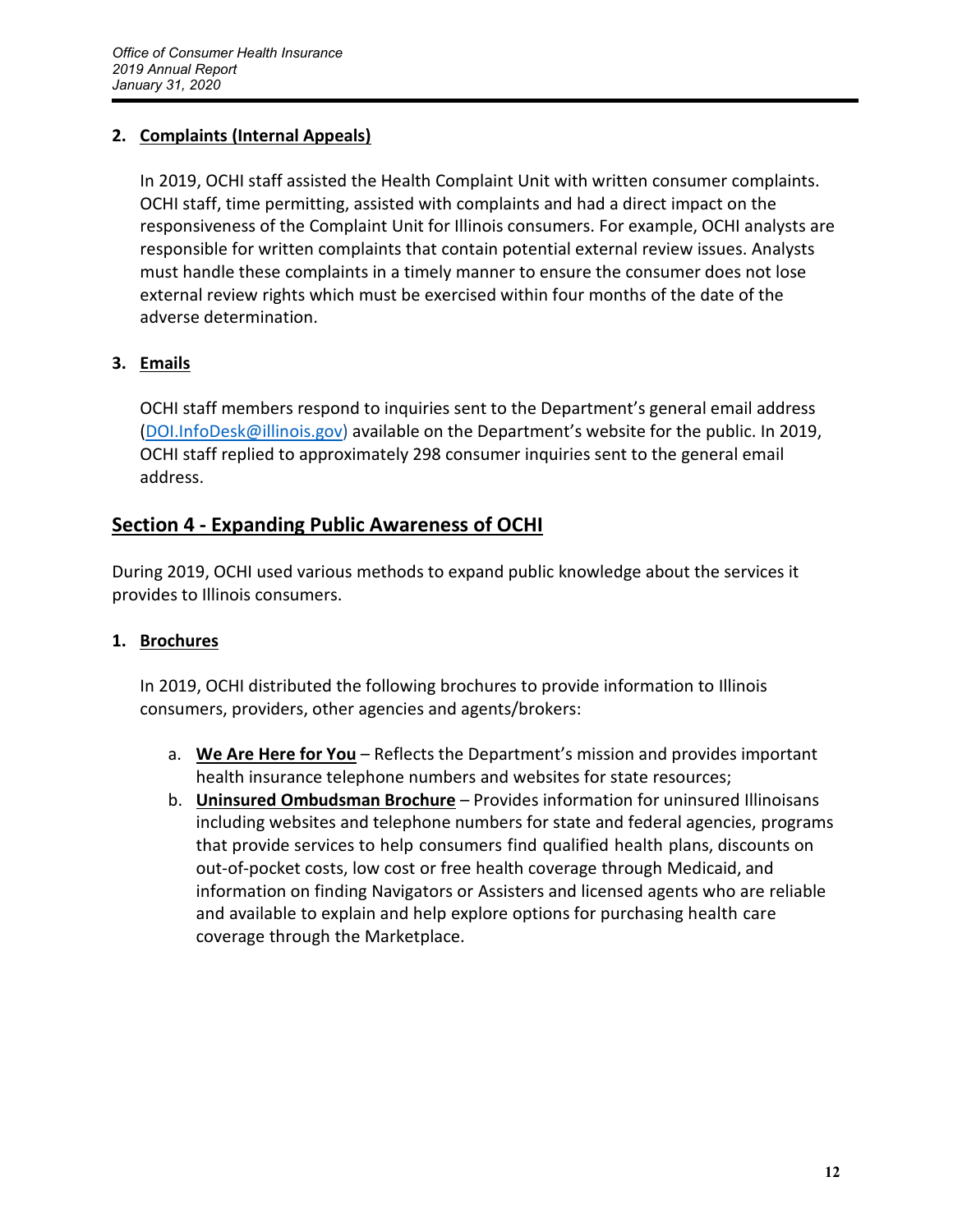**2. Complaints (Internal Appeals)**

In 2019, OCHI staff assisted the Health Complaint Unit with written consumer complaints. OCHI staff, time permitting, assisted with complaints and had a direct impact on the responsiveness of the Complaint Unit for Illinois consumers. For example, OCHI analysts are responsible for written complaints that contain potential external review issues. Analysts must handle these complaints in a timely manner to ensure the consumer does not lose external review rights which must be exercised within four months of the date of the adverse determination.

**3. Emails**

OCHI staff members respond to inquiries sent to the Department's general email address (DOI.InfoDesk@illinois.gov) available on the Department's website for the public. In 2019, OCHI staff replied to approximately 298 consumer inquiries sent to the general email address.

## Section 4 - Expanding Public Awareness of OCHI

During 2019, OCHI used various methods to expand public knowledge about the services it provides to Illinois consumers.

**1. Brochures**

In 2019, OCHI distributed the following brochures to provide information to Illinois consumers, providers, other agencies and agents/brokers:

a. **We Are Here for You** – Reflects the Department's mission and provides important health insurance telephone numbers and websites for state resources;

b. **Uninsured Ombudsman Brochure** – Provides information for uninsured Illinoisans including websites and telephone numbers for state and federal agencies, programs that provide services to help consumers find qualified health plans, discounts on out-of-pocket costs, low cost or free health coverage through Medicaid, and information on finding Navigators or Assisters and licensed agents who are reliable and available to explain and help explore options for purchasing health care coverage through the Marketplace.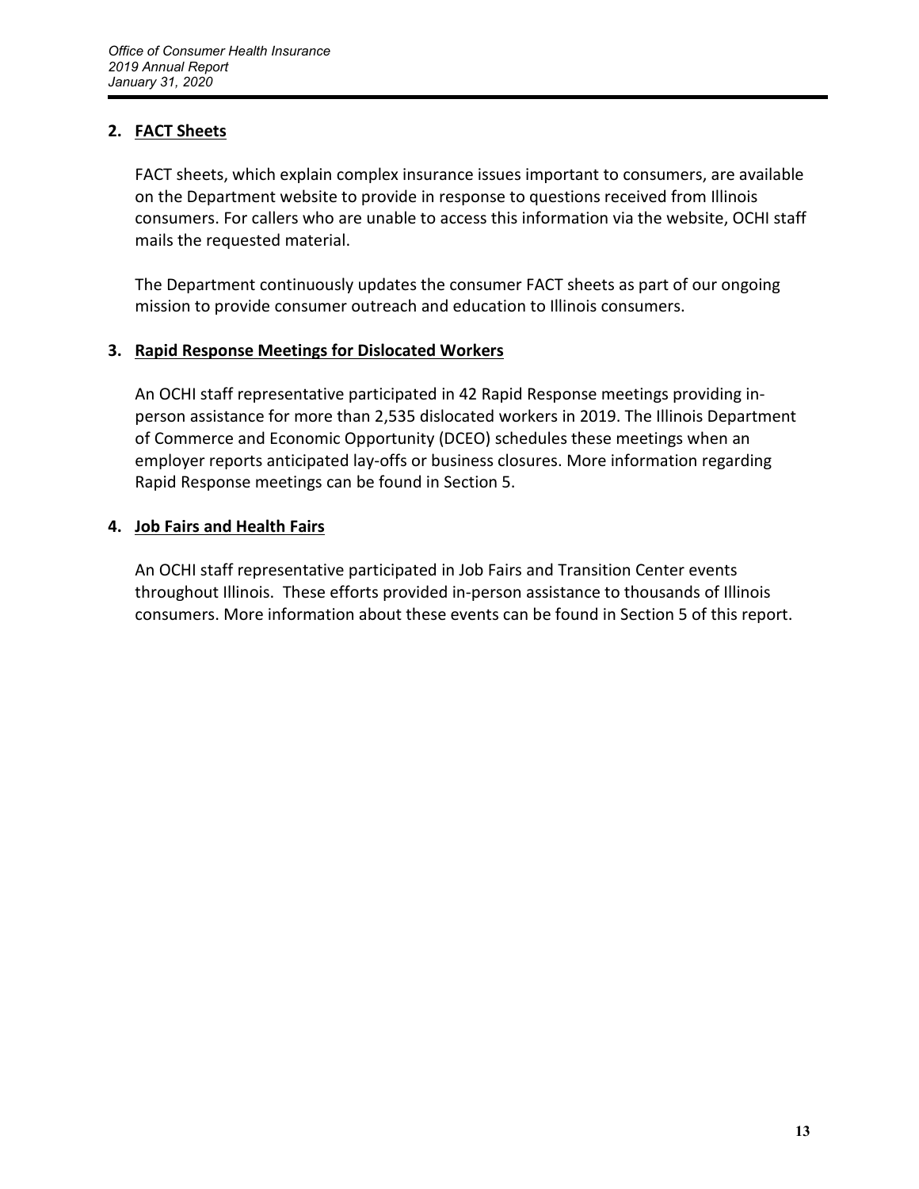## 2. FACT Sheets

FACT sheets, which explain complex insurance issues important to consumers, are available on the Department website to provide in response to questions received from Illinois consumers. For callers who are unable to access this information via the website, OCHI staff mails the requested material.

The Department continuously updates the consumer FACT sheets as part of our ongoing mission to provide consumer outreach and education to Illinois consumers.

## 3. Rapid Response Meetings for Dislocated Workers

An OCHI staff representative participated in 42 Rapid Response meetings providing in-person assistance for more than 2,535 dislocated workers in 2019. The Illinois Department of Commerce and Economic Opportunity (DCEO) schedules these meetings when an employer reports anticipated lay-offs or business closures. More information regarding Rapid Response meetings can be found in Section 5.

## 4. Job Fairs and Health Fairs

An OCHI staff representative participated in Job Fairs and Transition Center events throughout Illinois. These efforts provided in-person assistance to thousands of Illinois consumers. More information about these events can be found in Section 5 of this report.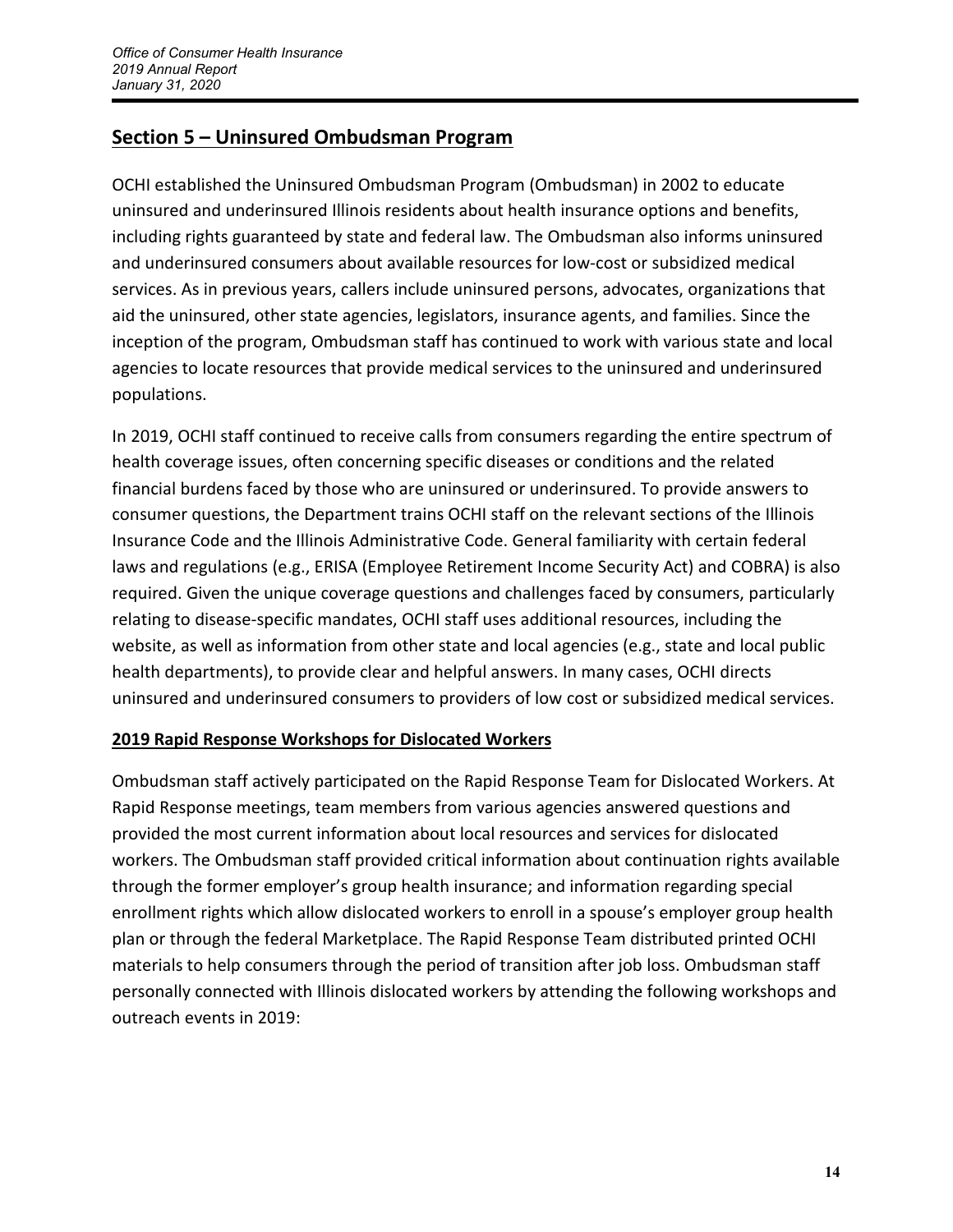## Section 5 – Uninsured Ombudsman Program

OCHI established the Uninsured Ombudsman Program (Ombudsman) in 2002 to educate uninsured and underinsured Illinois residents about health insurance options and benefits, including rights guaranteed by state and federal law. The Ombudsman also informs uninsured and underinsured consumers about available resources for low-cost or subsidized medical services. As in previous years, callers include uninsured persons, advocates, organizations that aid the uninsured, other state agencies, legislators, insurance agents, and families. Since the inception of the program, Ombudsman staff has continued to work with various state and local agencies to locate resources that provide medical services to the uninsured and underinsured populations.

In 2019, OCHI staff continued to receive calls from consumers regarding the entire spectrum of health coverage issues, often concerning specific diseases or conditions and the related financial burdens faced by those who are uninsured or underinsured. To provide answers to consumer questions, the Department trains OCHI staff on the relevant sections of the Illinois Insurance Code and the Illinois Administrative Code. General familiarity with certain federal laws and regulations (e.g., ERISA (Employee Retirement Income Security Act) and COBRA) is also required. Given the unique coverage questions and challenges faced by consumers, particularly relating to disease-specific mandates, OCHI staff uses additional resources, including the website, as well as information from other state and local agencies (e.g., state and local public health departments), to provide clear and helpful answers. In many cases, OCHI directs uninsured and underinsured consumers to providers of low cost or subsidized medical services.

### 2019 Rapid Response Workshops for Dislocated Workers

Ombudsman staff actively participated on the Rapid Response Team for Dislocated Workers. At Rapid Response meetings, team members from various agencies answered questions and provided the most current information about local resources and services for dislocated workers. The Ombudsman staff provided critical information about continuation rights available through the former employer's group health insurance; and information regarding special enrollment rights which allow dislocated workers to enroll in a spouse's employer group health plan or through the federal Marketplace. The Rapid Response Team distributed printed OCHI materials to help consumers through the period of transition after job loss. Ombudsman staff personally connected with Illinois dislocated workers by attending the following workshops and outreach events in 2019: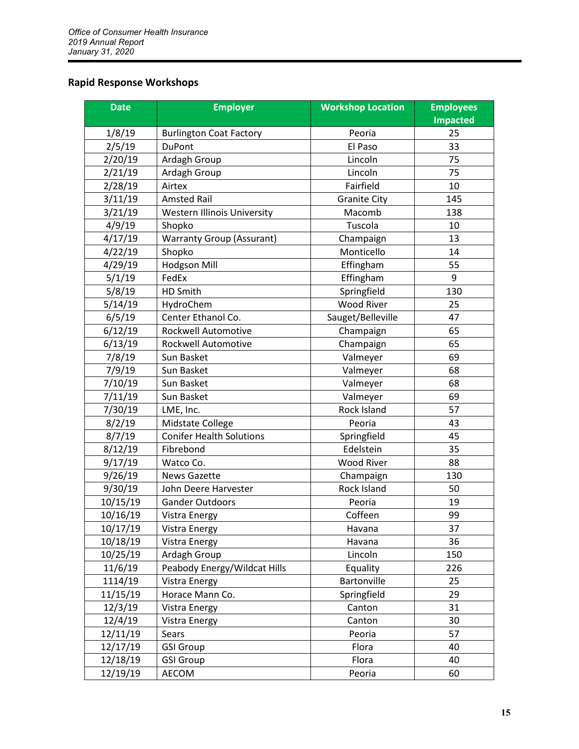## Rapid Response Workshops

| Date | Employer | Workshop Location | Employees Impacted |
|---|---|---|---|
| 1/8/19 | Burlington Coat Factory | Peoria | 25 |
| 2/5/19 | DuPont | El Paso | 33 |
| 2/20/19 | Ardagh Group | Lincoln | 75 |
| 2/21/19 | Ardagh Group | Lincoln | 75 |
| 2/28/19 | Airtex | Fairfield | 10 |
| 3/11/19 | Amsted Rail | Granite City | 145 |
| 3/21/19 | Western Illinois University | Macomb | 138 |
| 4/9/19 | Shopko | Tuscola | 10 |
| 4/17/19 | Warranty Group (Assurant) | Champaign | 13 |
| 4/22/19 | Shopko | Monticello | 14 |
| 4/29/19 | Hodgson Mill | Effingham | 55 |
| 5/1/19 | FedEx | Effingham | 9 |
| 5/8/19 | HD Smith | Springfield | 130 |
| 5/14/19 | HydroChem | Wood River | 25 |
| 6/5/19 | Center Ethanol Co. | Sauget/Belleville | 47 |
| 6/12/19 | Rockwell Automotive | Champaign | 65 |
| 6/13/19 | Rockwell Automotive | Champaign | 65 |
| 7/8/19 | Sun Basket | Valmeyer | 69 |
| 7/9/19 | Sun Basket | Valmeyer | 68 |
| 7/10/19 | Sun Basket | Valmeyer | 68 |
| 7/11/19 | Sun Basket | Valmeyer | 69 |
| 7/30/19 | LME, Inc. | Rock Island | 57 |
| 8/2/19 | Midstate College | Peoria | 43 |
| 8/7/19 | Conifer Health Solutions | Springfield | 45 |
| 8/12/19 | Fibrebond | Edelstein | 35 |
| 9/17/19 | Watco Co. | Wood River | 88 |
| 9/26/19 | News Gazette | Champaign | 130 |
| 9/30/19 | John Deere Harvester | Rock Island | 50 |
| 10/15/19 | Gander Outdoors | Peoria | 19 |
| 10/16/19 | Vistra Energy | Coffeen | 99 |
| 10/17/19 | Vistra Energy | Havana | 37 |
| 10/18/19 | Vistra Energy | Havana | 36 |
| 10/25/19 | Ardagh Group | Lincoln | 150 |
| 11/6/19 | Peabody Energy/Wildcat Hills | Equality | 226 |
| 1114/19 | Vistra Energy | Bartonville | 25 |
| 11/15/19 | Horace Mann Co. | Springfield | 29 |
| 12/3/19 | Vistra Energy | Canton | 31 |
| 12/4/19 | Vistra Energy | Canton | 30 |
| 12/11/19 | Sears | Peoria | 57 |
| 12/17/19 | GSI Group | Flora | 40 |
| 12/18/19 | GSI Group | Flora | 40 |
| 12/19/19 | AECOM | Peoria | 60 |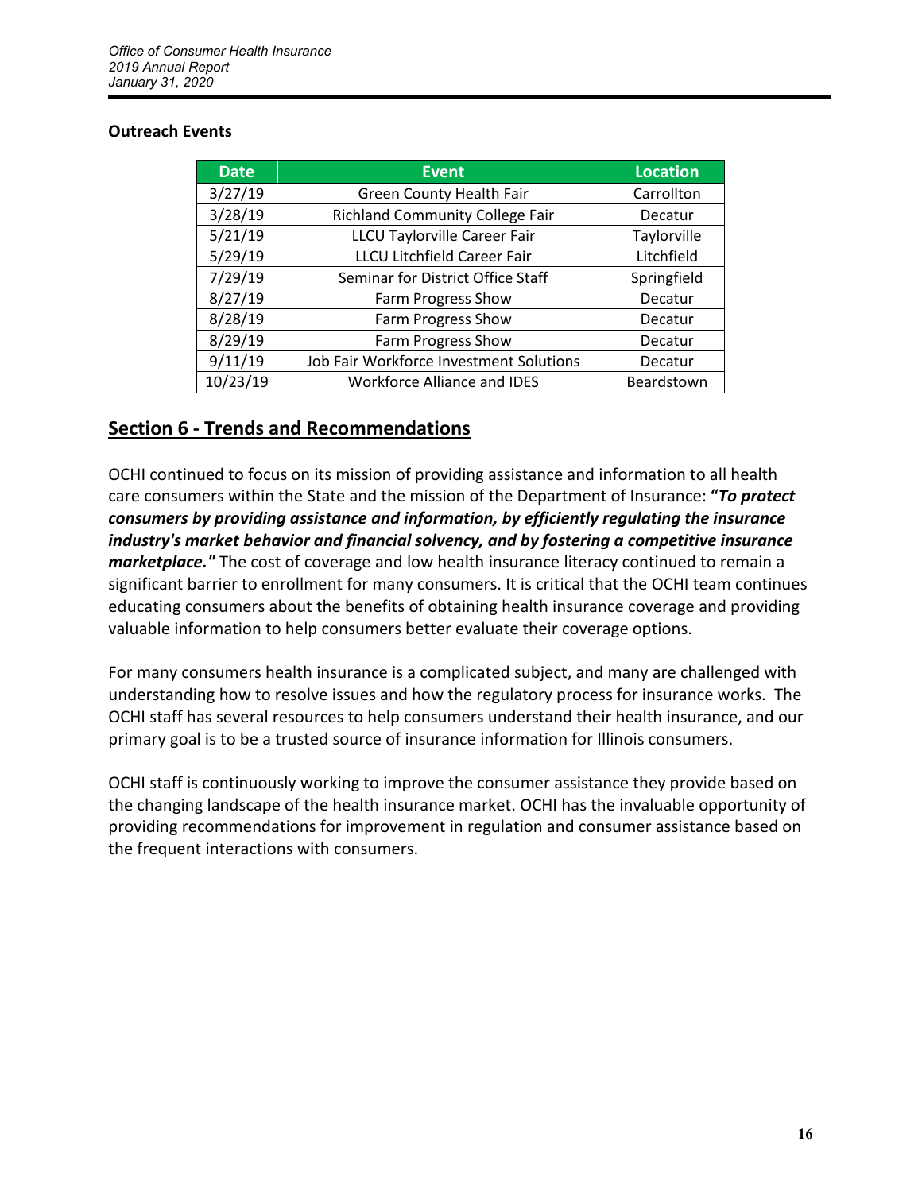**Outreach Events**

| Date | Event | Location |
|---|---|---|
| 3/27/19 | Green County Health Fair | Carrollton |
| 3/28/19 | Richland Community College Fair | Decatur |
| 5/21/19 | LLCU Taylorville Career Fair | Taylorville |
| 5/29/19 | LLCU Litchfield Career Fair | Litchfield |
| 7/29/19 | Seminar for District Office Staff | Springfield |
| 8/27/19 | Farm Progress Show | Decatur |
| 8/28/19 | Farm Progress Show | Decatur |
| 8/29/19 | Farm Progress Show | Decatur |
| 9/11/19 | Job Fair Workforce Investment Solutions | Decatur |
| 10/23/19 | Workforce Alliance and IDES | Beardstown |

## Section 6 - Trends and Recommendations

OCHI continued to focus on its mission of providing assistance and information to all health care consumers within the State and the mission of the Department of Insurance: ***"To protect consumers by providing assistance and information, by efficiently regulating the insurance industry's market behavior and financial solvency, and by fostering a competitive insurance marketplace."*** The cost of coverage and low health insurance literacy continued to remain a significant barrier to enrollment for many consumers. It is critical that the OCHI team continues educating consumers about the benefits of obtaining health insurance coverage and providing valuable information to help consumers better evaluate their coverage options.

For many consumers health insurance is a complicated subject, and many are challenged with understanding how to resolve issues and how the regulatory process for insurance works. The OCHI staff has several resources to help consumers understand their health insurance, and our primary goal is to be a trusted source of insurance information for Illinois consumers.

OCHI staff is continuously working to improve the consumer assistance they provide based on the changing landscape of the health insurance market. OCHI has the invaluable opportunity of providing recommendations for improvement in regulation and consumer assistance based on the frequent interactions with consumers.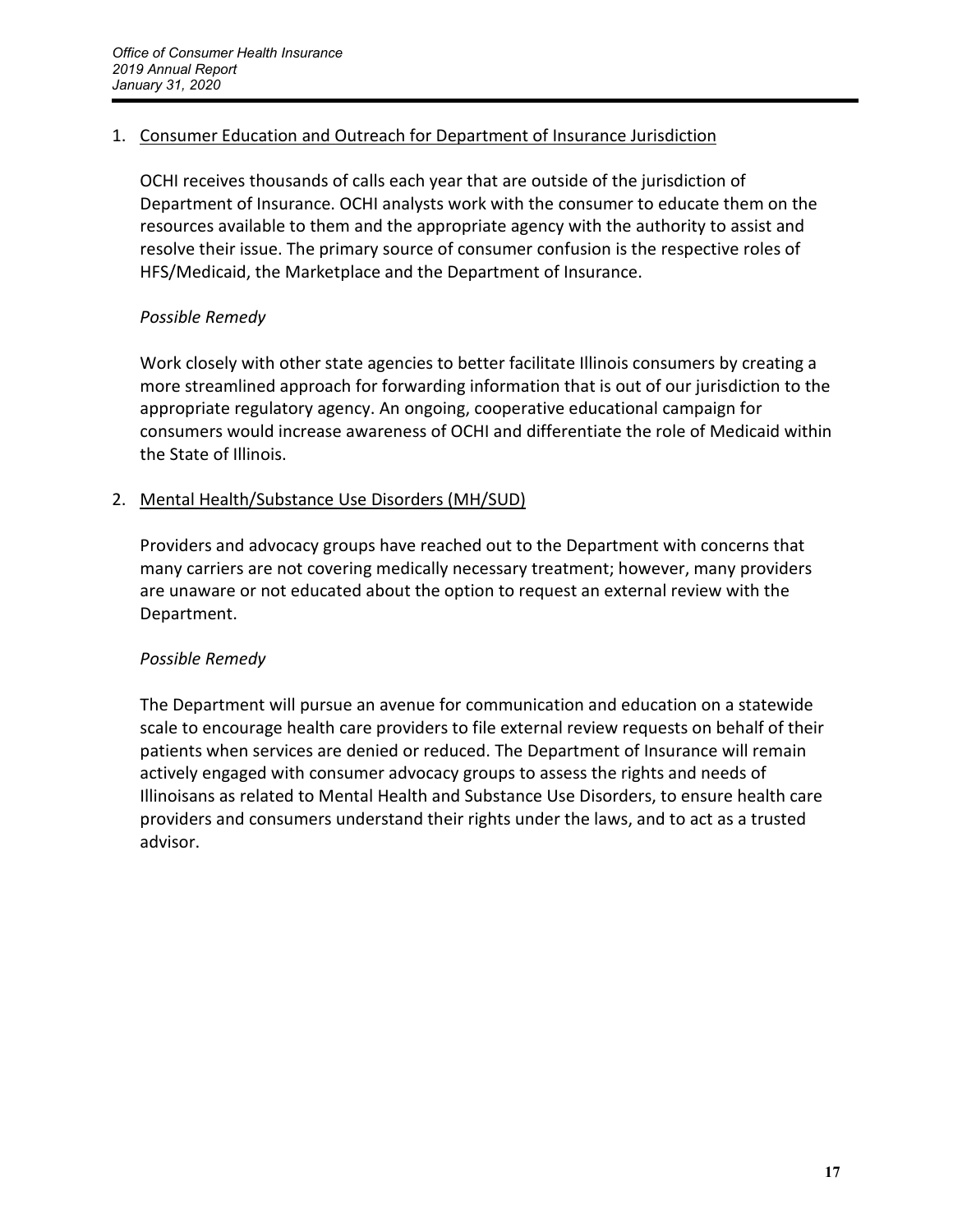1. Consumer Education and Outreach for Department of Insurance Jurisdiction

   OCHI receives thousands of calls each year that are outside of the jurisdiction of Department of Insurance. OCHI analysts work with the consumer to educate them on the resources available to them and the appropriate agency with the authority to assist and resolve their issue. The primary source of consumer confusion is the respective roles of HFS/Medicaid, the Marketplace and the Department of Insurance.

   *Possible Remedy*

   Work closely with other state agencies to better facilitate Illinois consumers by creating a more streamlined approach for forwarding information that is out of our jurisdiction to the appropriate regulatory agency. An ongoing, cooperative educational campaign for consumers would increase awareness of OCHI and differentiate the role of Medicaid within the State of Illinois.

2. Mental Health/Substance Use Disorders (MH/SUD)

   Providers and advocacy groups have reached out to the Department with concerns that many carriers are not covering medically necessary treatment; however, many providers are unaware or not educated about the option to request an external review with the Department.

   *Possible Remedy*

   The Department will pursue an avenue for communication and education on a statewide scale to encourage health care providers to file external review requests on behalf of their patients when services are denied or reduced. The Department of Insurance will remain actively engaged with consumer advocacy groups to assess the rights and needs of Illinoisans as related to Mental Health and Substance Use Disorders, to ensure health care providers and consumers understand their rights under the laws, and to act as a trusted advisor.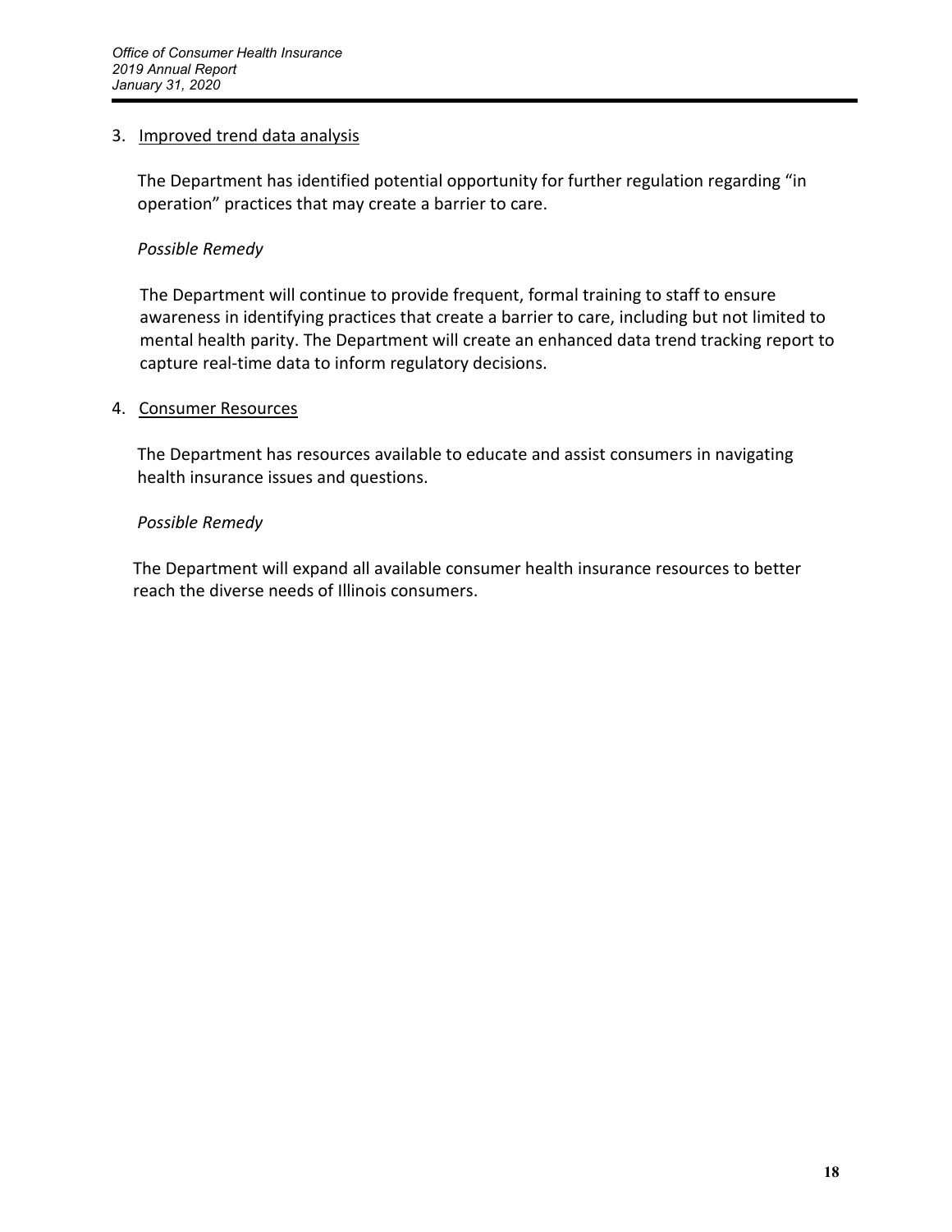3. <u>Improved trend data analysis</u>

   The Department has identified potential opportunity for further regulation regarding "in operation" practices that may create a barrier to care.

   *Possible Remedy*

   The Department will continue to provide frequent, formal training to staff to ensure awareness in identifying practices that create a barrier to care, including but not limited to mental health parity. The Department will create an enhanced data trend tracking report to capture real-time data to inform regulatory decisions.

4. <u>Consumer Resources</u>

   The Department has resources available to educate and assist consumers in navigating health insurance issues and questions.

   *Possible Remedy*

   The Department will expand all available consumer health insurance resources to better reach the diverse needs of Illinois consumers.